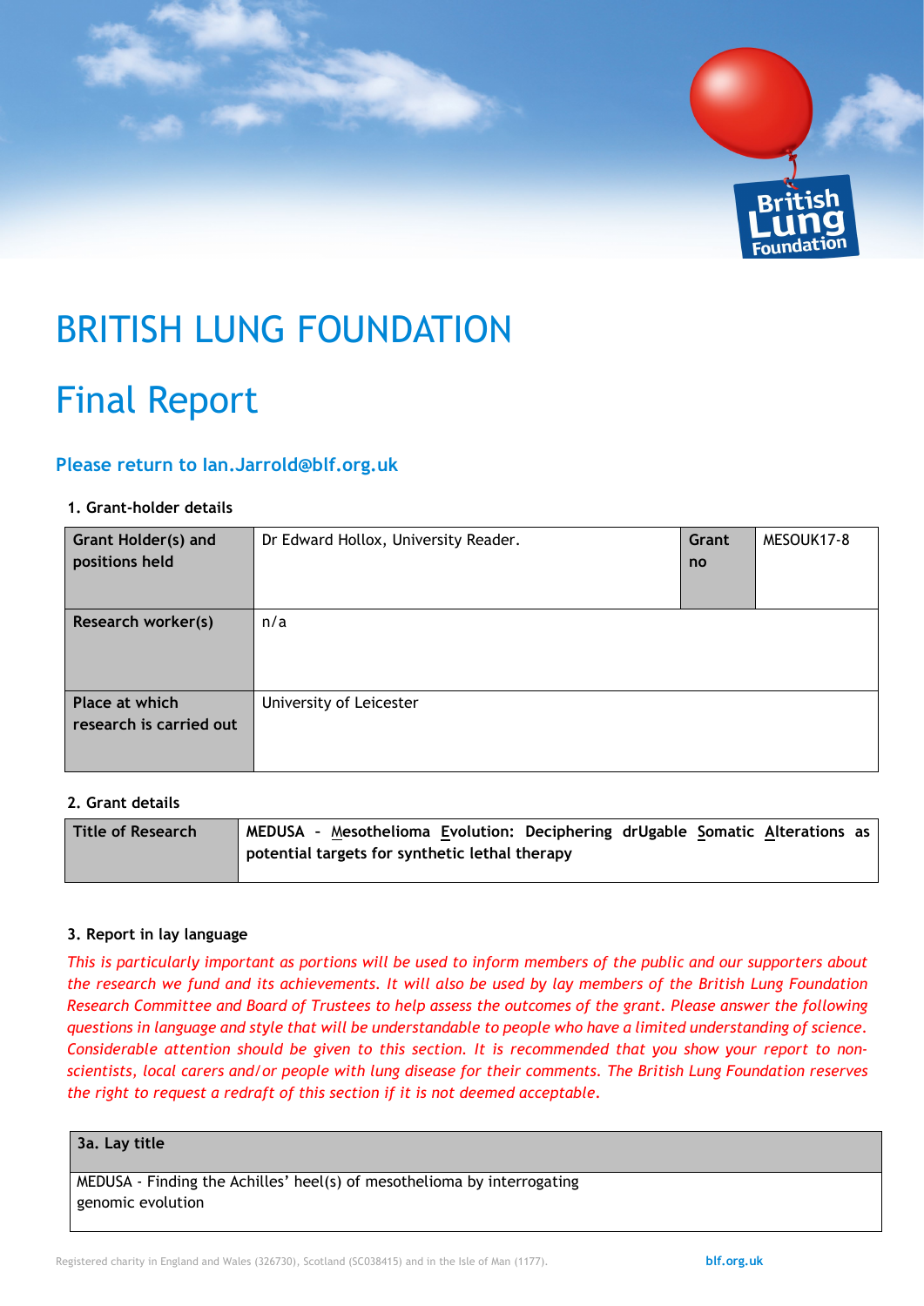# BRITISH LUNG FOUNDATION

# Final Report

### Please return to Ian.Jarrold@blf.org.uk

**1. Grant-holder details**

| **Grant Holder(s) and positions held** | Dr Edward Hollox, University Reader. | **Grant no** | MESOUK17-8 |
|---|---|---|---|
| **Research worker(s)** | n/a | | |
| **Place at which research is carried out** | University of Leicester | | |

**2. Grant details**

| **Title of Research** | **MEDUSA – Mesothelioma Evolution: Deciphering drUgable Somatic Alterations as potential targets for synthetic lethal therapy** |
|---|---|

**3. Report in lay language**

*This is particularly important as portions will be used to inform members of the public and our supporters about the research we fund and its achievements. It will also be used by lay members of the British Lung Foundation Research Committee and Board of Trustees to help assess the outcomes of the grant. Please answer the following questions in language and style that will be understandable to people who have a limited understanding of science. Considerable attention should be given to this section. It is recommended that you show your report to non-scientists, local carers and/or people with lung disease for their comments. The British Lung Foundation reserves the right to request a redraft of this section if it is not deemed acceptable.*

| **3a. Lay title** |
|---|
| MEDUSA - Finding the Achilles' heel(s) of mesothelioma by interrogating genomic evolution |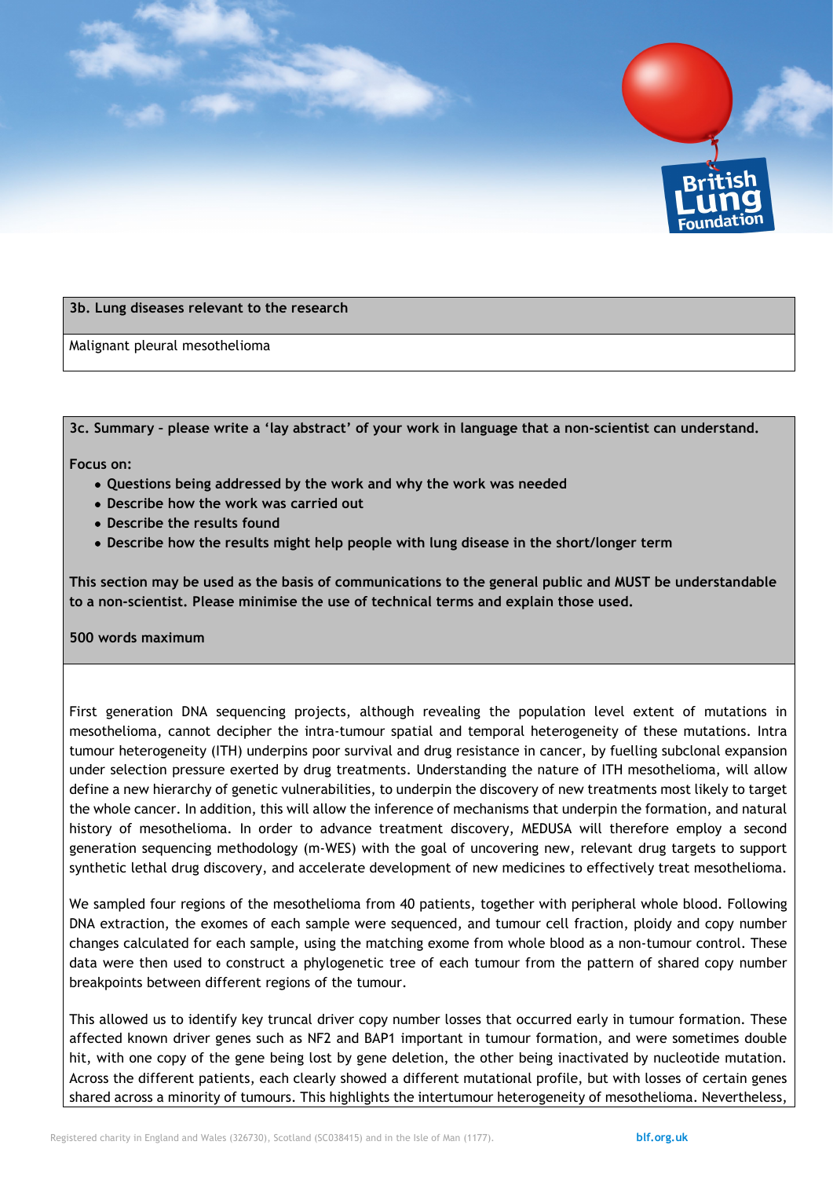| 3b. Lung diseases relevant to the research |
| --- |
| Malignant pleural mesothelioma |

**3c. Summary – please write a 'lay abstract' of your work in language that a non-scientist can understand.**

**Focus on:**

- **Questions being addressed by the work and why the work was needed**
- **Describe how the work was carried out**
- **Describe the results found**
- **Describe how the results might help people with lung disease in the short/longer term**

**This section may be used as the basis of communications to the general public and MUST be understandable to a non-scientist. Please minimise the use of technical terms and explain those used.**

**500 words maximum**

First generation DNA sequencing projects, although revealing the population level extent of mutations in mesothelioma, cannot decipher the intra-tumour spatial and temporal heterogeneity of these mutations. Intra tumour heterogeneity (ITH) underpins poor survival and drug resistance in cancer, by fuelling subclonal expansion under selection pressure exerted by drug treatments. Understanding the nature of ITH mesothelioma, will allow define a new hierarchy of genetic vulnerabilities, to underpin the discovery of new treatments most likely to target the whole cancer. In addition, this will allow the inference of mechanisms that underpin the formation, and natural history of mesothelioma. In order to advance treatment discovery, MEDUSA will therefore employ a second generation sequencing methodology (m-WES) with the goal of uncovering new, relevant drug targets to support synthetic lethal drug discovery, and accelerate development of new medicines to effectively treat mesothelioma.

We sampled four regions of the mesothelioma from 40 patients, together with peripheral whole blood. Following DNA extraction, the exomes of each sample were sequenced, and tumour cell fraction, ploidy and copy number changes calculated for each sample, using the matching exome from whole blood as a non-tumour control. These data were then used to construct a phylogenetic tree of each tumour from the pattern of shared copy number breakpoints between different regions of the tumour.

This allowed us to identify key truncal driver copy number losses that occurred early in tumour formation. These affected known driver genes such as NF2 and BAP1 important in tumour formation, and were sometimes double hit, with one copy of the gene being lost by gene deletion, the other being inactivated by nucleotide mutation. Across the different patients, each clearly showed a different mutational profile, but with losses of certain genes shared across a minority of tumours. This highlights the intertumour heterogeneity of mesothelioma. Nevertheless,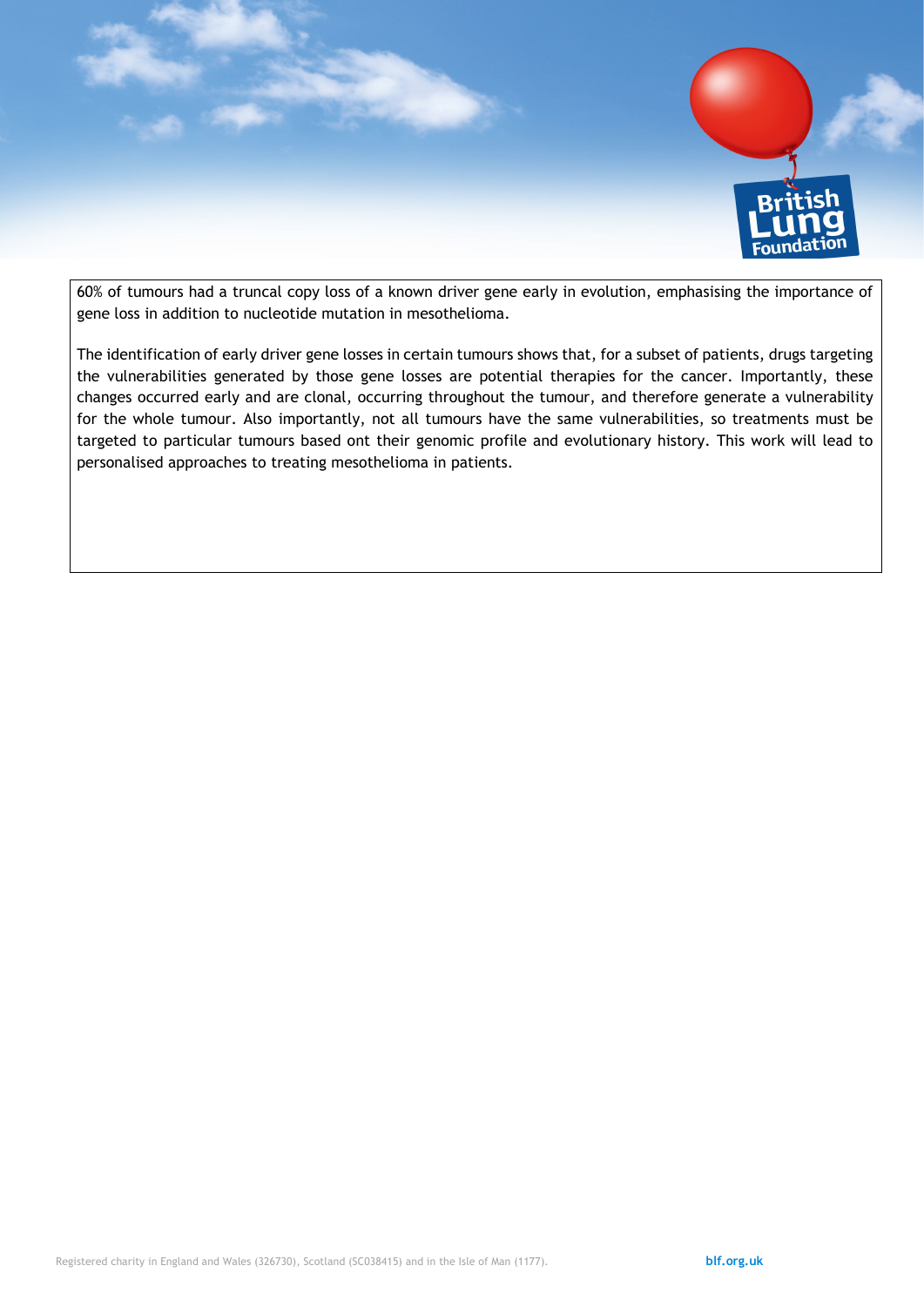60% of tumours had a truncal copy loss of a known driver gene early in evolution, emphasising the importance of gene loss in addition to nucleotide mutation in mesothelioma.

The identification of early driver gene losses in certain tumours shows that, for a subset of patients, drugs targeting the vulnerabilities generated by those gene losses are potential therapies for the cancer. Importantly, these changes occurred early and are clonal, occurring throughout the tumour, and therefore generate a vulnerability for the whole tumour. Also importantly, not all tumours have the same vulnerabilities, so treatments must be targeted to particular tumours based ont their genomic profile and evolutionary history. This work will lead to personalised approaches to treating mesothelioma in patients.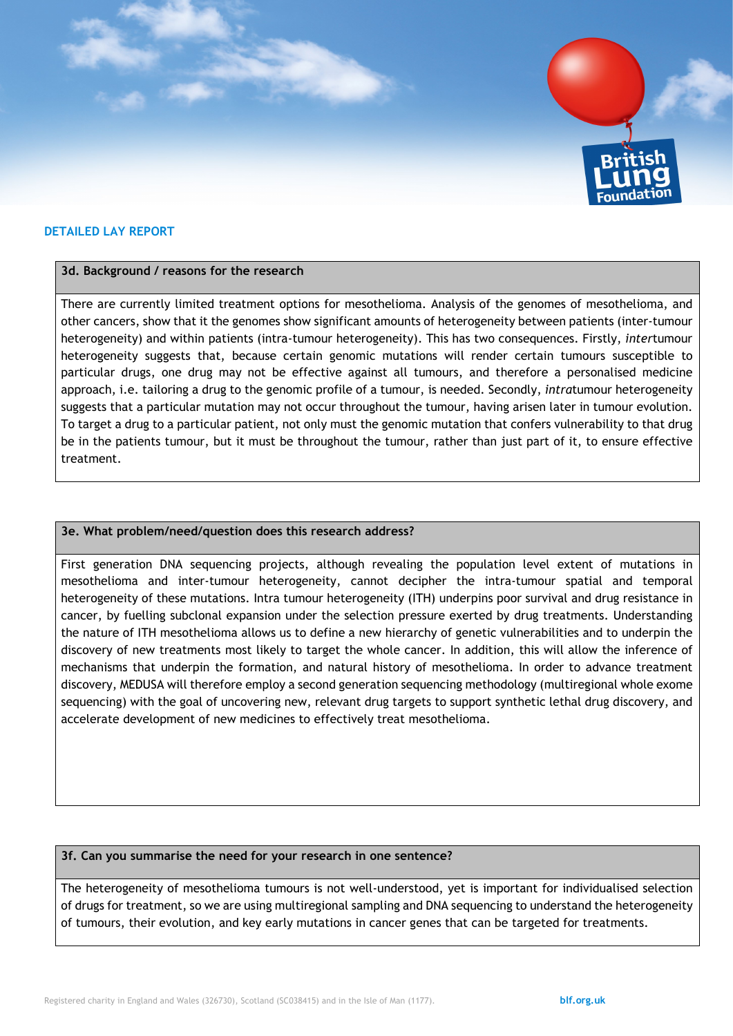## DETAILED LAY REPORT

### 3d. Background / reasons for the research

There are currently limited treatment options for mesothelioma. Analysis of the genomes of mesothelioma, and other cancers, show that it the genomes show significant amounts of heterogeneity between patients (inter-tumour heterogeneity) and within patients (intra-tumour heterogeneity). This has two consequences. Firstly, *inter*tumour heterogeneity suggests that, because certain genomic mutations will render certain tumours susceptible to particular drugs, one drug may not be effective against all tumours, and therefore a personalised medicine approach, i.e. tailoring a drug to the genomic profile of a tumour, is needed. Secondly, *intra*tumour heterogeneity suggests that a particular mutation may not occur throughout the tumour, having arisen later in tumour evolution. To target a drug to a particular patient, not only must the genomic mutation that confers vulnerability to that drug be in the patients tumour, but it must be throughout the tumour, rather than just part of it, to ensure effective treatment.

### 3e. What problem/need/question does this research address?

First generation DNA sequencing projects, although revealing the population level extent of mutations in mesothelioma and inter-tumour heterogeneity, cannot decipher the intra-tumour spatial and temporal heterogeneity of these mutations. Intra tumour heterogeneity (ITH) underpins poor survival and drug resistance in cancer, by fuelling subclonal expansion under the selection pressure exerted by drug treatments. Understanding the nature of ITH mesothelioma allows us to define a new hierarchy of genetic vulnerabilities and to underpin the discovery of new treatments most likely to target the whole cancer. In addition, this will allow the inference of mechanisms that underpin the formation, and natural history of mesothelioma. In order to advance treatment discovery, MEDUSA will therefore employ a second generation sequencing methodology (multiregional whole exome sequencing) with the goal of uncovering new, relevant drug targets to support synthetic lethal drug discovery, and accelerate development of new medicines to effectively treat mesothelioma.

### 3f. Can you summarise the need for your research in one sentence?

The heterogeneity of mesothelioma tumours is not well-understood, yet is important for individualised selection of drugs for treatment, so we are using multiregional sampling and DNA sequencing to understand the heterogeneity of tumours, their evolution, and key early mutations in cancer genes that can be targeted for treatments.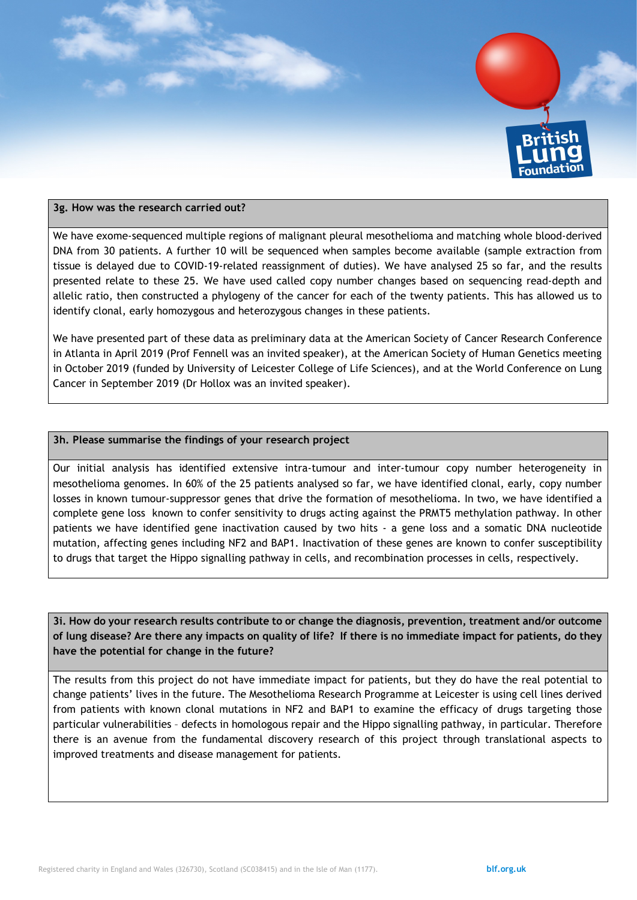### 3g. How was the research carried out?

We have exome-sequenced multiple regions of malignant pleural mesothelioma and matching whole blood-derived DNA from 30 patients. A further 10 will be sequenced when samples become available (sample extraction from tissue is delayed due to COVID-19-related reassignment of duties). We have analysed 25 so far, and the results presented relate to these 25. We have used called copy number changes based on sequencing read-depth and allelic ratio, then constructed a phylogeny of the cancer for each of the twenty patients. This has allowed us to identify clonal, early homozygous and heterozygous changes in these patients.

We have presented part of these data as preliminary data at the American Society of Cancer Research Conference in Atlanta in April 2019 (Prof Fennell was an invited speaker), at the American Society of Human Genetics meeting in October 2019 (funded by University of Leicester College of Life Sciences), and at the World Conference on Lung Cancer in September 2019 (Dr Hollox was an invited speaker).

### 3h. Please summarise the findings of your research project

Our initial analysis has identified extensive intra-tumour and inter-tumour copy number heterogeneity in mesothelioma genomes. In 60% of the 25 patients analysed so far, we have identified clonal, early, copy number losses in known tumour-suppressor genes that drive the formation of mesothelioma. In two, we have identified a complete gene loss known to confer sensitivity to drugs acting against the PRMT5 methylation pathway. In other patients we have identified gene inactivation caused by two hits - a gene loss and a somatic DNA nucleotide mutation, affecting genes including NF2 and BAP1. Inactivation of these genes are known to confer susceptibility to drugs that target the Hippo signalling pathway in cells, and recombination processes in cells, respectively.

### 3i. How do your research results contribute to or change the diagnosis, prevention, treatment and/or outcome of lung disease? Are there any impacts on quality of life? If there is no immediate impact for patients, do they have the potential for change in the future?

The results from this project do not have immediate impact for patients, but they do have the real potential to change patients' lives in the future. The Mesothelioma Research Programme at Leicester is using cell lines derived from patients with known clonal mutations in NF2 and BAP1 to examine the efficacy of drugs targeting those particular vulnerabilities – defects in homologous repair and the Hippo signalling pathway, in particular. Therefore there is an avenue from the fundamental discovery research of this project through translational aspects to improved treatments and disease management for patients.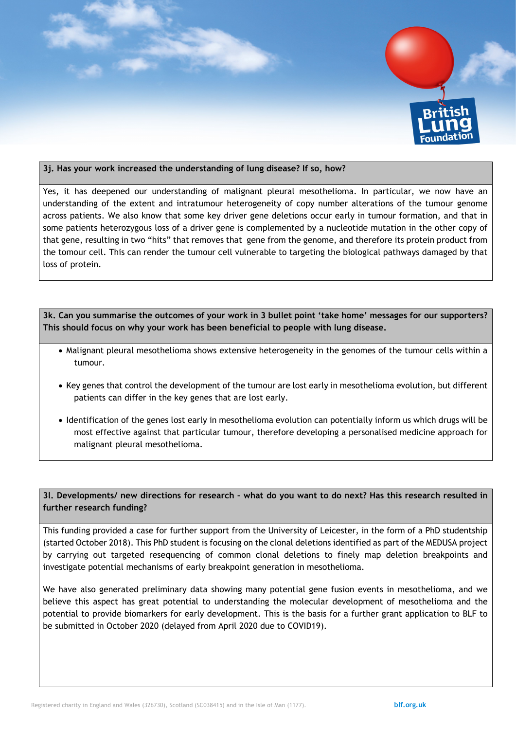**3j. Has your work increased the understanding of lung disease? If so, how?**

Yes, it has deepened our understanding of malignant pleural mesothelioma. In particular, we now have an understanding of the extent and intratumour heterogeneity of copy number alterations of the tumour genome across patients. We also know that some key driver gene deletions occur early in tumour formation, and that in some patients heterozygous loss of a driver gene is complemented by a nucleotide mutation in the other copy of that gene, resulting in two "hits" that removes that gene from the genome, and therefore its protein product from the tomour cell. This can render the tumour cell vulnerable to targeting the biological pathways damaged by that loss of protein.

**3k. Can you summarise the outcomes of your work in 3 bullet point 'take home' messages for our supporters? This should focus on why your work has been beneficial to people with lung disease.**

- Malignant pleural mesothelioma shows extensive heterogeneity in the genomes of the tumour cells within a tumour.
- Key genes that control the development of the tumour are lost early in mesothelioma evolution, but different patients can differ in the key genes that are lost early.
- Identification of the genes lost early in mesothelioma evolution can potentially inform us which drugs will be most effective against that particular tumour, therefore developing a personalised medicine approach for malignant pleural mesothelioma.

**3l. Developments/ new directions for research – what do you want to do next? Has this research resulted in further research funding?**

This funding provided a case for further support from the University of Leicester, in the form of a PhD studentship (started October 2018). This PhD student is focusing on the clonal deletions identified as part of the MEDUSA project by carrying out targeted resequencing of common clonal deletions to finely map deletion breakpoints and investigate potential mechanisms of early breakpoint generation in mesothelioma.

We have also generated preliminary data showing many potential gene fusion events in mesothelioma, and we believe this aspect has great potential to understanding the molecular development of mesothelioma and the potential to provide biomarkers for early development. This is the basis for a further grant application to BLF to be submitted in October 2020 (delayed from April 2020 due to COVID19).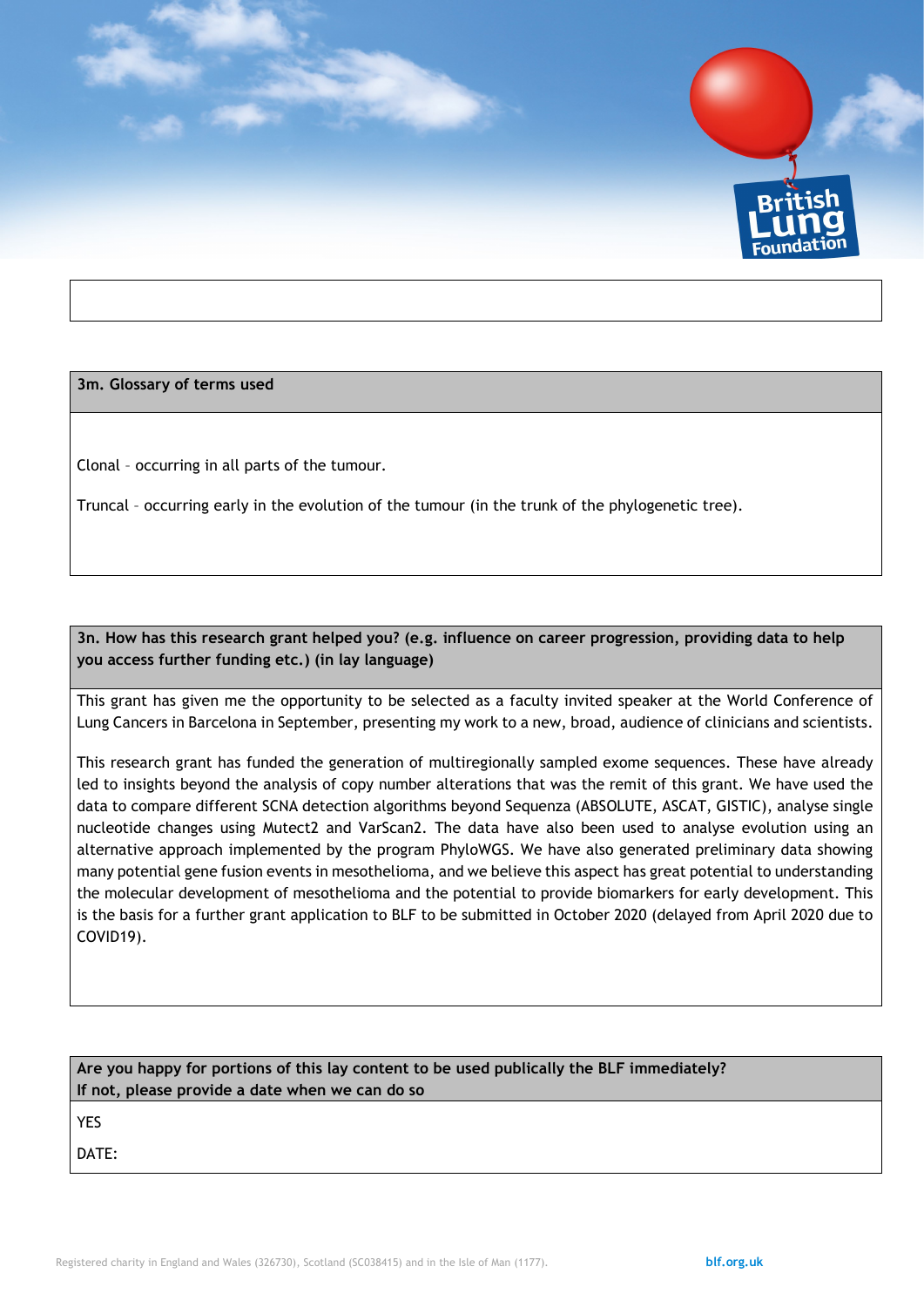### 3m. Glossary of terms used

Clonal – occurring in all parts of the tumour.

Truncal – occurring early in the evolution of the tumour (in the trunk of the phylogenetic tree).

### 3n. How has this research grant helped you? (e.g. influence on career progression, providing data to help you access further funding etc.) (in lay language)

This grant has given me the opportunity to be selected as a faculty invited speaker at the World Conference of Lung Cancers in Barcelona in September, presenting my work to a new, broad, audience of clinicians and scientists.

This research grant has funded the generation of multiregionally sampled exome sequences. These have already led to insights beyond the analysis of copy number alterations that was the remit of this grant. We have used the data to compare different SCNA detection algorithms beyond Sequenza (ABSOLUTE, ASCAT, GISTIC), analyse single nucleotide changes using Mutect2 and VarScan2. The data have also been used to analyse evolution using an alternative approach implemented by the program PhyloWGS. We have also generated preliminary data showing many potential gene fusion events in mesothelioma, and we believe this aspect has great potential to understanding the molecular development of mesothelioma and the potential to provide biomarkers for early development. This is the basis for a further grant application to BLF to be submitted in October 2020 (delayed from April 2020 due to COVID19).

**Are you happy for portions of this lay content to be used publically the BLF immediately?**
**If not, please provide a date when we can do so**

YES

DATE: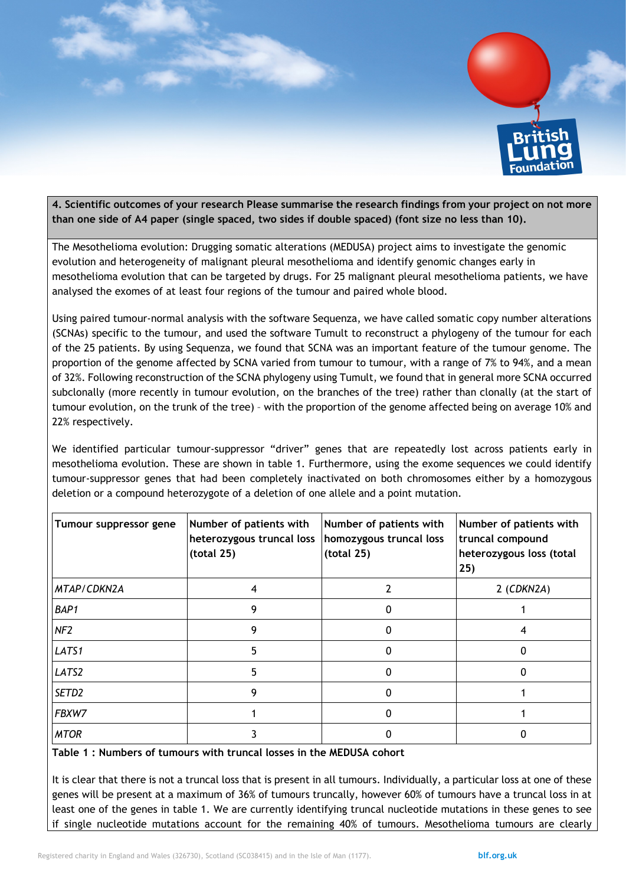**4. Scientific outcomes of your research Please summarise the research findings from your project on not more than one side of A4 paper (single spaced, two sides if double spaced) (font size no less than 10).**

The Mesothelioma evolution: Drugging somatic alterations (MEDUSA) project aims to investigate the genomic evolution and heterogeneity of malignant pleural mesothelioma and identify genomic changes early in mesothelioma evolution that can be targeted by drugs. For 25 malignant pleural mesothelioma patients, we have analysed the exomes of at least four regions of the tumour and paired whole blood.

Using paired tumour-normal analysis with the software Sequenza, we have called somatic copy number alterations (SCNAs) specific to the tumour, and used the software Tumult to reconstruct a phylogeny of the tumour for each of the 25 patients. By using Sequenza, we found that SCNA was an important feature of the tumour genome. The proportion of the genome affected by SCNA varied from tumour to tumour, with a range of 7% to 94%, and a mean of 32%. Following reconstruction of the SCNA phylogeny using Tumult, we found that in general more SCNA occurred subclonally (more recently in tumour evolution, on the branches of the tree) rather than clonally (at the start of tumour evolution, on the trunk of the tree) – with the proportion of the genome affected being on average 10% and 22% respectively.

We identified particular tumour-suppressor "driver" genes that are repeatedly lost across patients early in mesothelioma evolution. These are shown in table 1. Furthermore, using the exome sequences we could identify tumour-suppressor genes that had been completely inactivated on both chromosomes either by a homozygous deletion or a compound heterozygote of a deletion of one allele and a point mutation.

| Tumour suppressor gene | Number of patients with heterozygous truncal loss (total 25) | Number of patients with homozygous truncal loss (total 25) | Number of patients with truncal compound heterozygous loss (total 25) |
|---|---|---|---|
| *MTAP/CDKN2A* | 4 | 2 | 2 (*CDKN2A*) |
| *BAP1* | 9 | 0 | 1 |
| *NF2* | 9 | 0 | 4 |
| *LATS1* | 5 | 0 | 0 |
| *LATS2* | 5 | 0 | 0 |
| *SETD2* | 9 | 0 | 1 |
| *FBXW7* | 1 | 0 | 1 |
| *MTOR* | 3 | 0 | 0 |

**Table 1 : Numbers of tumours with truncal losses in the MEDUSA cohort**

It is clear that there is not a truncal loss that is present in all tumours. Individually, a particular loss at one of these genes will be present at a maximum of 36% of tumours truncally, however 60% of tumours have a truncal loss in at least one of the genes in table 1. We are currently identifying truncal nucleotide mutations in these genes to see if single nucleotide mutations account for the remaining 40% of tumours. Mesothelioma tumours are clearly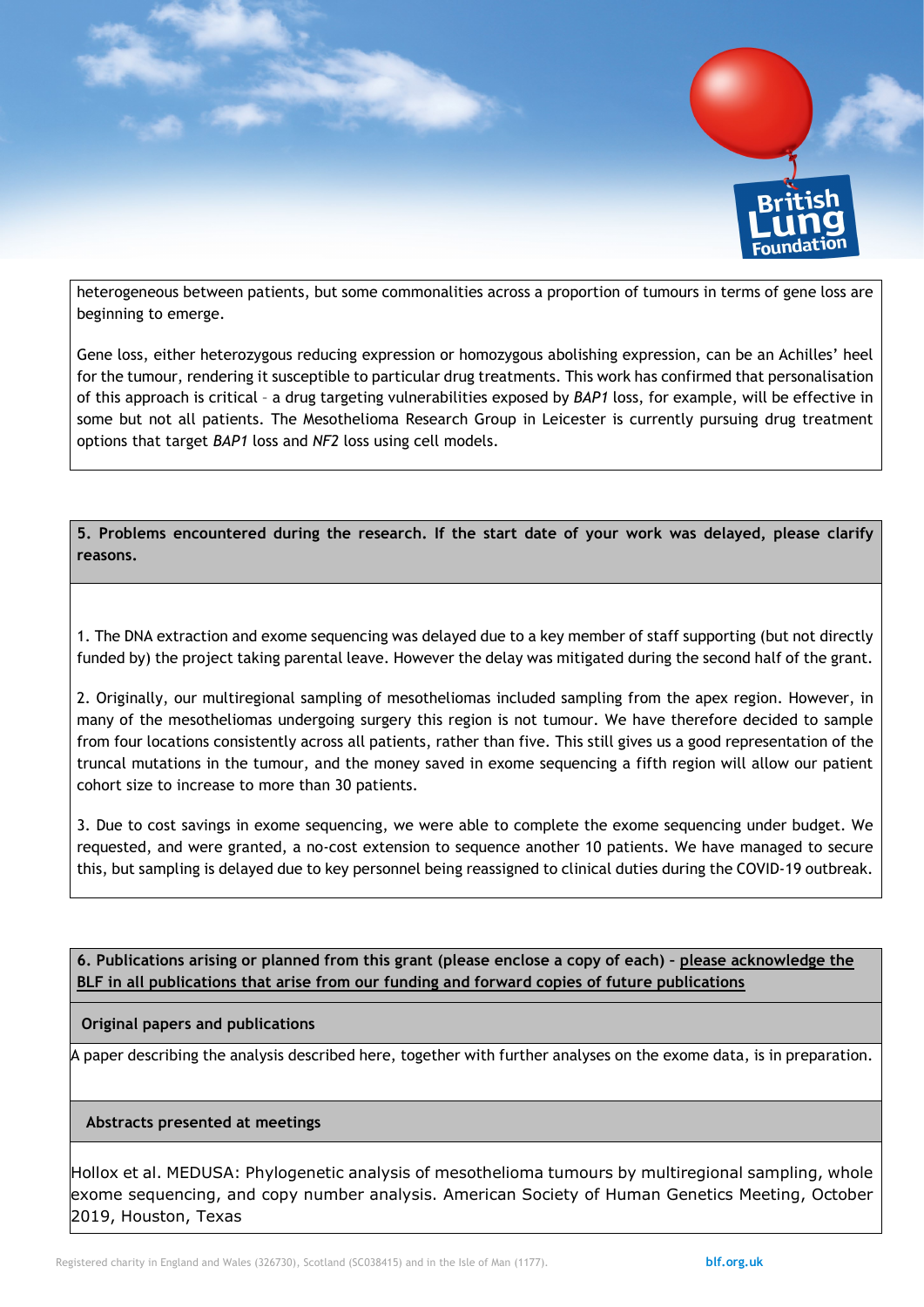heterogeneous between patients, but some commonalities across a proportion of tumours in terms of gene loss are beginning to emerge.

Gene loss, either heterozygous reducing expression or homozygous abolishing expression, can be an Achilles' heel for the tumour, rendering it susceptible to particular drug treatments. This work has confirmed that personalisation of this approach is critical – a drug targeting vulnerabilities exposed by *BAP1* loss, for example, will be effective in some but not all patients. The Mesothelioma Research Group in Leicester is currently pursuing drug treatment options that target *BAP1* loss and *NF2* loss using cell models.

**5. Problems encountered during the research. If the start date of your work was delayed, please clarify reasons.**

1. The DNA extraction and exome sequencing was delayed due to a key member of staff supporting (but not directly funded by) the project taking parental leave. However the delay was mitigated during the second half of the grant.

2. Originally, our multiregional sampling of mesotheliomas included sampling from the apex region. However, in many of the mesotheliomas undergoing surgery this region is not tumour. We have therefore decided to sample from four locations consistently across all patients, rather than five. This still gives us a good representation of the truncal mutations in the tumour, and the money saved in exome sequencing a fifth region will allow our patient cohort size to increase to more than 30 patients.

3. Due to cost savings in exome sequencing, we were able to complete the exome sequencing under budget. We requested, and were granted, a no-cost extension to sequence another 10 patients. We have managed to secure this, but sampling is delayed due to key personnel being reassigned to clinical duties during the COVID-19 outbreak.

**6. Publications arising or planned from this grant (please enclose a copy of each) – please acknowledge the BLF in all publications that arise from our funding and forward copies of future publications**

**Original papers and publications**

A paper describing the analysis described here, together with further analyses on the exome data, is in preparation.

**Abstracts presented at meetings**

Hollox et al. MEDUSA: Phylogenetic analysis of mesothelioma tumours by multiregional sampling, whole exome sequencing, and copy number analysis. American Society of Human Genetics Meeting, October 2019, Houston, Texas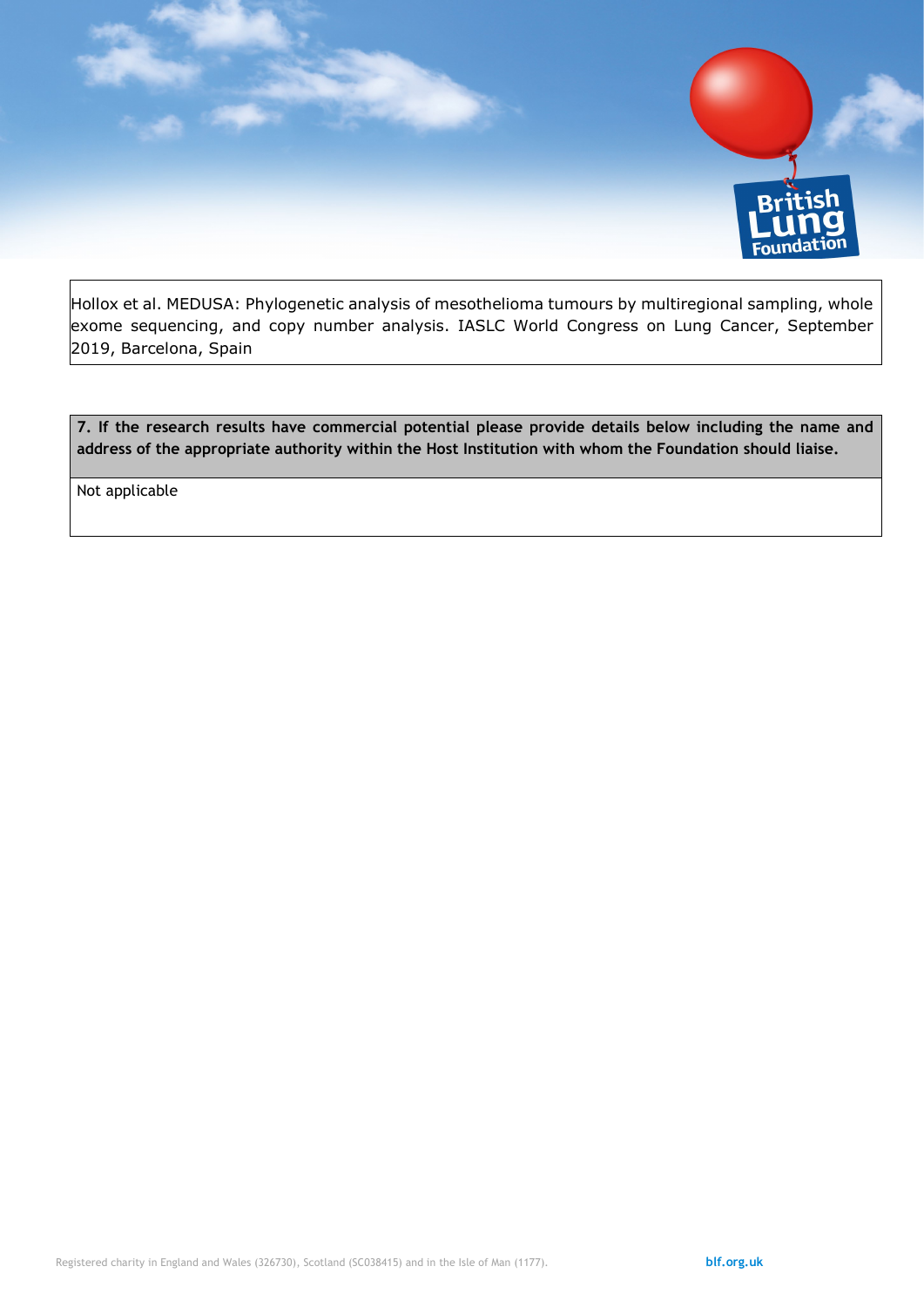Hollox et al. MEDUSA: Phylogenetic analysis of mesothelioma tumours by multiregional sampling, whole exome sequencing, and copy number analysis. IASLC World Congress on Lung Cancer, September 2019, Barcelona, Spain

**7. If the research results have commercial potential please provide details below including the name and address of the appropriate authority within the Host Institution with whom the Foundation should liaise.**

Not applicable